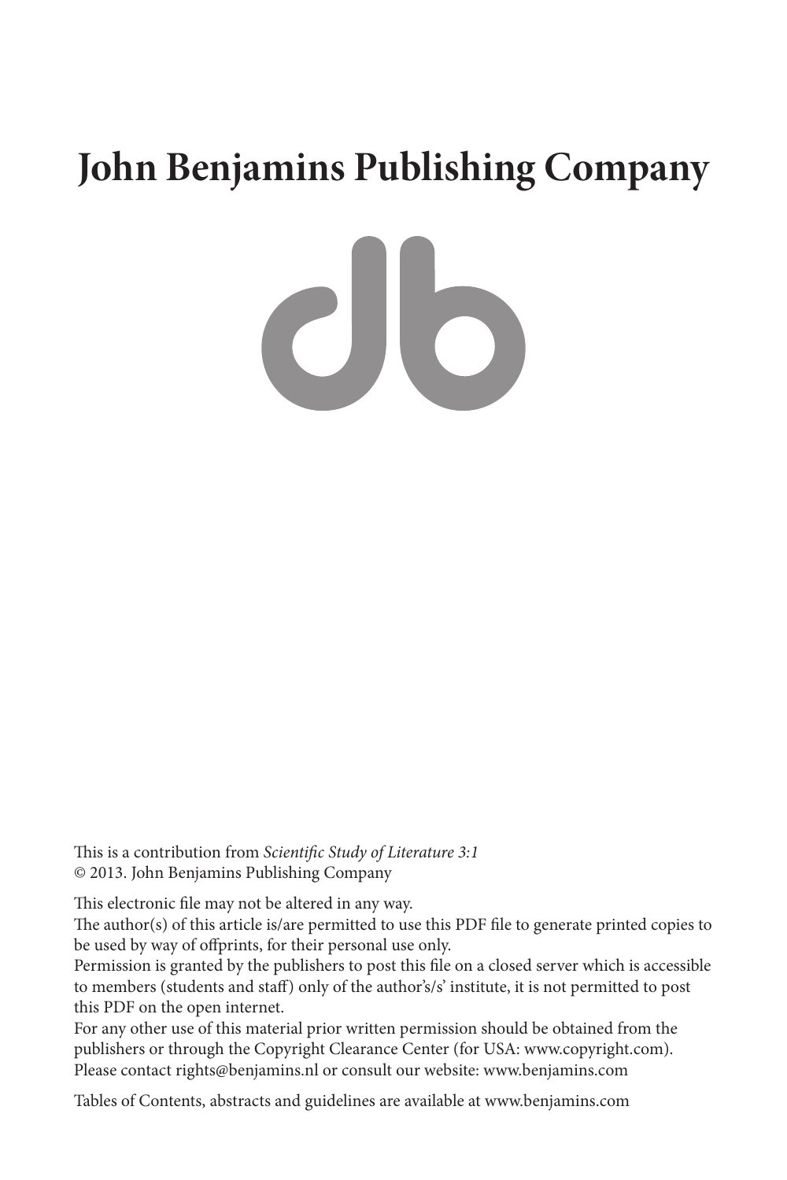# John Benjamins Publishing Company

This is a contribution from *Scientific Study of Literature 3:1*
© 2013. John Benjamins Publishing Company

This electronic file may not be altered in any way.
The author(s) of this article is/are permitted to use this PDF file to generate printed copies to be used by way of offprints, for their personal use only.
Permission is granted by the publishers to post this file on a closed server which is accessible to members (students and staff) only of the author's/s' institute, it is not permitted to post this PDF on the open internet.
For any other use of this material prior written permission should be obtained from the publishers or through the Copyright Clearance Center (for USA: www.copyright.com).
Please contact rights@benjamins.nl or consult our website: www.benjamins.com

Tables of Contents, abstracts and guidelines are available at www.benjamins.com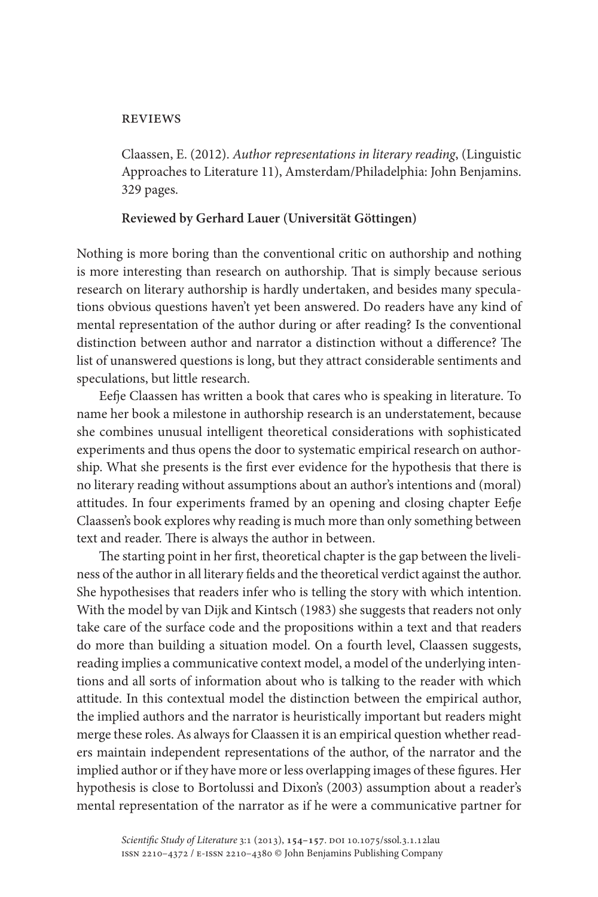# Reviews

Claassen, E. (2012). *Author representations in literary reading*, (Linguistic Approaches to Literature 11), Amsterdam/Philadelphia: John Benjamins. 329 pages.

**Reviewed by Gerhard Lauer (Universität Göttingen)**

Nothing is more boring than the conventional critic on authorship and nothing is more interesting than research on authorship. That is simply because serious research on literary authorship is hardly undertaken, and besides many speculations obvious questions haven't yet been answered. Do readers have any kind of mental representation of the author during or after reading? Is the conventional distinction between author and narrator a distinction without a difference? The list of unanswered questions is long, but they attract considerable sentiments and speculations, but little research.

Eefje Claassen has written a book that cares who is speaking in literature. To name her book a milestone in authorship research is an understatement, because she combines unusual intelligent theoretical considerations with sophisticated experiments and thus opens the door to systematic empirical research on authorship. What she presents is the first ever evidence for the hypothesis that there is no literary reading without assumptions about an author's intentions and (moral) attitudes. In four experiments framed by an opening and closing chapter Eefje Claassen's book explores why reading is much more than only something between text and reader. There is always the author in between.

The starting point in her first, theoretical chapter is the gap between the liveliness of the author in all literary fields and the theoretical verdict against the author. She hypothesises that readers infer who is telling the story with which intention. With the model by van Dijk and Kintsch (1983) she suggests that readers not only take care of the surface code and the propositions within a text and that readers do more than building a situation model. On a fourth level, Claassen suggests, reading implies a communicative context model, a model of the underlying intentions and all sorts of information about who is talking to the reader with which attitude. In this contextual model the distinction between the empirical author, the implied authors and the narrator is heuristically important but readers might merge these roles. As always for Claassen it is an empirical question whether readers maintain independent representations of the author, of the narrator and the implied author or if they have more or less overlapping images of these figures. Her hypothesis is close to Bortolussi and Dixon's (2003) assumption about a reader's mental representation of the narrator as if he were a communicative partner for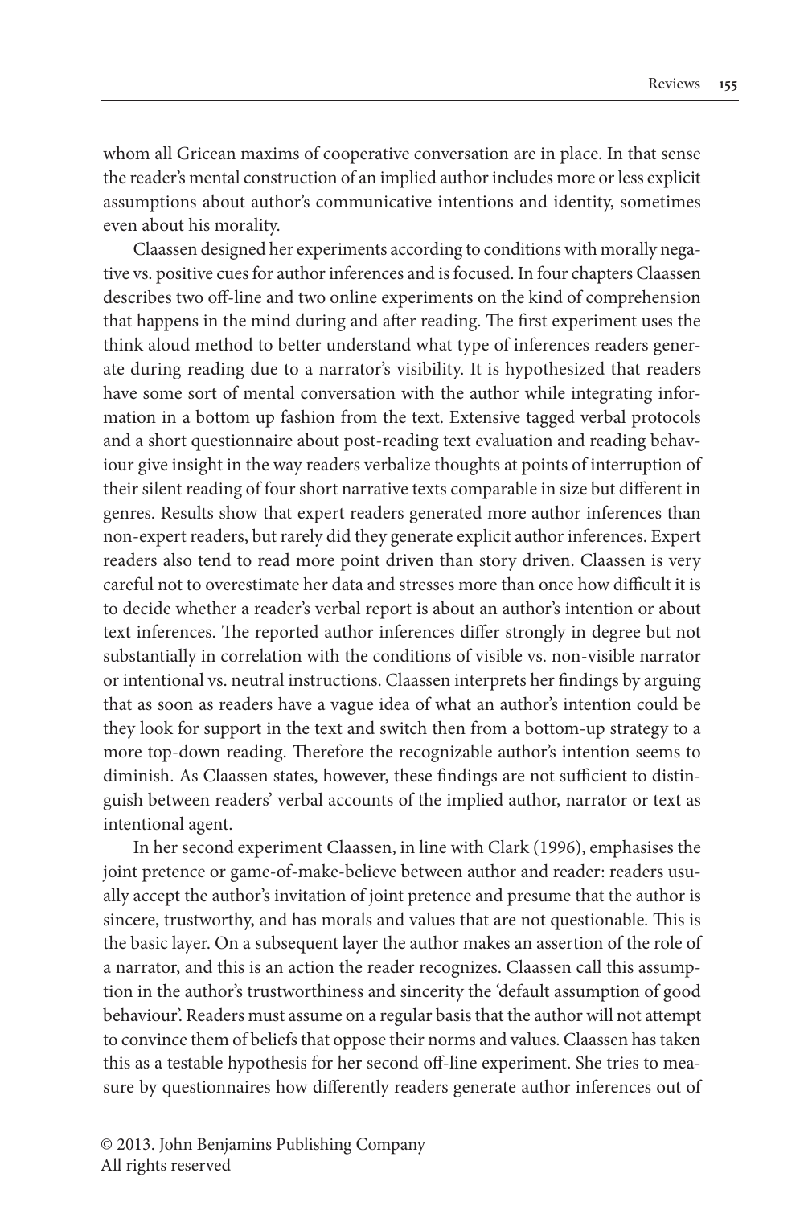whom all Gricean maxims of cooperative conversation are in place. In that sense the reader's mental construction of an implied author includes more or less explicit assumptions about author's communicative intentions and identity, sometimes even about his morality.

Claassen designed her experiments according to conditions with morally negative vs. positive cues for author inferences and is focused. In four chapters Claassen describes two off-line and two online experiments on the kind of comprehension that happens in the mind during and after reading. The first experiment uses the think aloud method to better understand what type of inferences readers generate during reading due to a narrator's visibility. It is hypothesized that readers have some sort of mental conversation with the author while integrating information in a bottom up fashion from the text. Extensive tagged verbal protocols and a short questionnaire about post-reading text evaluation and reading behaviour give insight in the way readers verbalize thoughts at points of interruption of their silent reading of four short narrative texts comparable in size but different in genres. Results show that expert readers generated more author inferences than non-expert readers, but rarely did they generate explicit author inferences. Expert readers also tend to read more point driven than story driven. Claassen is very careful not to overestimate her data and stresses more than once how difficult it is to decide whether a reader's verbal report is about an author's intention or about text inferences. The reported author inferences differ strongly in degree but not substantially in correlation with the conditions of visible vs. non-visible narrator or intentional vs. neutral instructions. Claassen interprets her findings by arguing that as soon as readers have a vague idea of what an author's intention could be they look for support in the text and switch then from a bottom-up strategy to a more top-down reading. Therefore the recognizable author's intention seems to diminish. As Claassen states, however, these findings are not sufficient to distinguish between readers' verbal accounts of the implied author, narrator or text as intentional agent.

In her second experiment Claassen, in line with Clark (1996), emphasises the joint pretence or game-of-make-believe between author and reader: readers usually accept the author's invitation of joint pretence and presume that the author is sincere, trustworthy, and has morals and values that are not questionable. This is the basic layer. On a subsequent layer the author makes an assertion of the role of a narrator, and this is an action the reader recognizes. Claassen call this assumption in the author's trustworthiness and sincerity the 'default assumption of good behaviour'. Readers must assume on a regular basis that the author will not attempt to convince them of beliefs that oppose their norms and values. Claassen has taken this as a testable hypothesis for her second off-line experiment. She tries to measure by questionnaires how differently readers generate author inferences out of

© 2013. John Benjamins Publishing Company
All rights reserved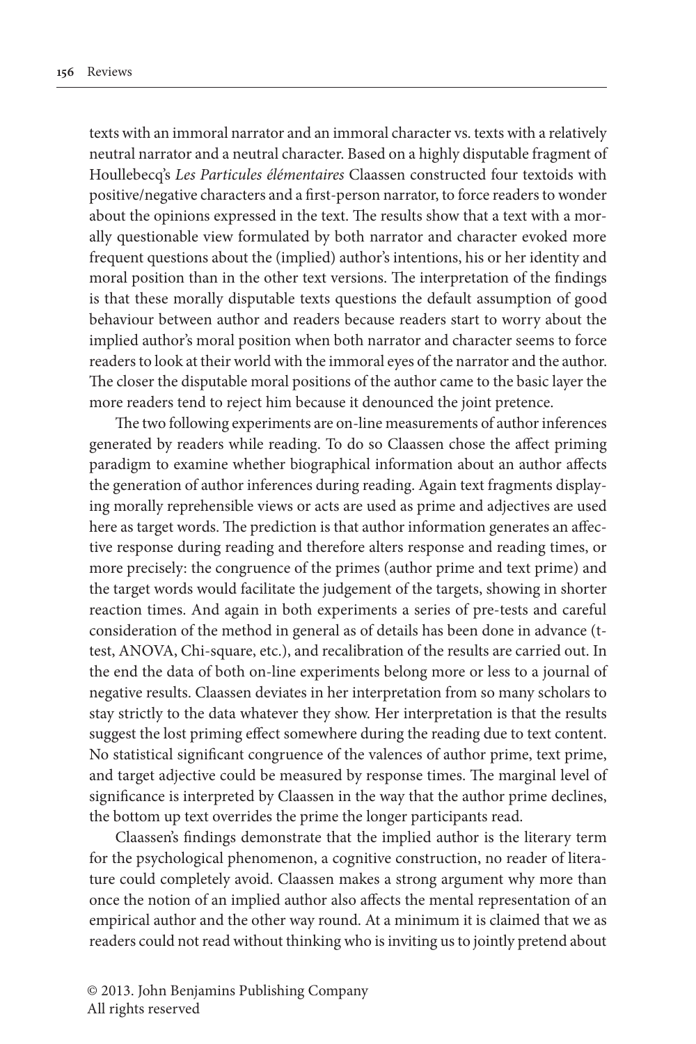texts with an immoral narrator and an immoral character vs. texts with a relatively neutral narrator and a neutral character. Based on a highly disputable fragment of Houllebecq's *Les Particules élémentaires* Claassen constructed four textoids with positive/negative characters and a first-person narrator, to force readers to wonder about the opinions expressed in the text. The results show that a text with a morally questionable view formulated by both narrator and character evoked more frequent questions about the (implied) author's intentions, his or her identity and moral position than in the other text versions. The interpretation of the findings is that these morally disputable texts questions the default assumption of good behaviour between author and readers because readers start to worry about the implied author's moral position when both narrator and character seems to force readers to look at their world with the immoral eyes of the narrator and the author. The closer the disputable moral positions of the author came to the basic layer the more readers tend to reject him because it denounced the joint pretence.

The two following experiments are on-line measurements of author inferences generated by readers while reading. To do so Claassen chose the affect priming paradigm to examine whether biographical information about an author affects the generation of author inferences during reading. Again text fragments displaying morally reprehensible views or acts are used as prime and adjectives are used here as target words. The prediction is that author information generates an affective response during reading and therefore alters response and reading times, or more precisely: the congruence of the primes (author prime and text prime) and the target words would facilitate the judgement of the targets, showing in shorter reaction times. And again in both experiments a series of pre-tests and careful consideration of the method in general as of details has been done in advance (t-test, ANOVA, Chi-square, etc.), and recalibration of the results are carried out. In the end the data of both on-line experiments belong more or less to a journal of negative results. Claassen deviates in her interpretation from so many scholars to stay strictly to the data whatever they show. Her interpretation is that the results suggest the lost priming effect somewhere during the reading due to text content. No statistical significant congruence of the valences of author prime, text prime, and target adjective could be measured by response times. The marginal level of significance is interpreted by Claassen in the way that the author prime declines, the bottom up text overrides the prime the longer participants read.

Claassen's findings demonstrate that the implied author is the literary term for the psychological phenomenon, a cognitive construction, no reader of literature could completely avoid. Claassen makes a strong argument why more than once the notion of an implied author also affects the mental representation of an empirical author and the other way round. At a minimum it is claimed that we as readers could not read without thinking who is inviting us to jointly pretend about

© 2013. John Benjamins Publishing Company
All rights reserved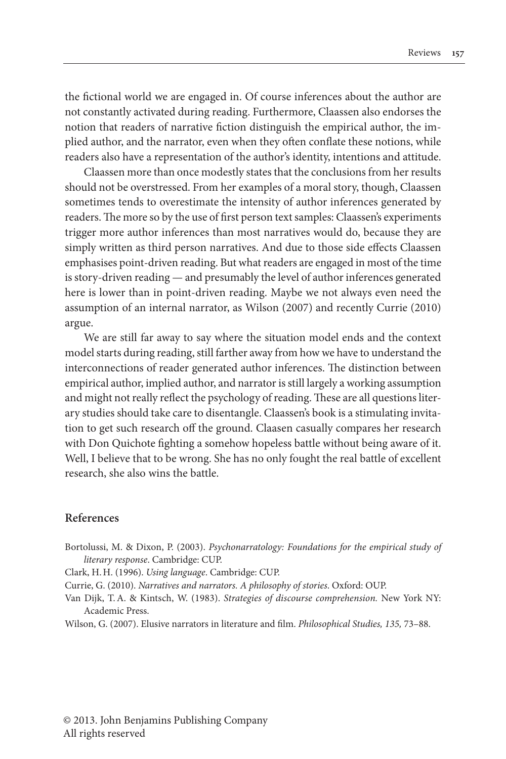the fictional world we are engaged in. Of course inferences about the author are not constantly activated during reading. Furthermore, Claassen also endorses the notion that readers of narrative fiction distinguish the empirical author, the implied author, and the narrator, even when they often conflate these notions, while readers also have a representation of the author's identity, intentions and attitude.

Claassen more than once modestly states that the conclusions from her results should not be overstressed. From her examples of a moral story, though, Claassen sometimes tends to overestimate the intensity of author inferences generated by readers. The more so by the use of first person text samples: Claassen's experiments trigger more author inferences than most narratives would do, because they are simply written as third person narratives. And due to those side effects Claassen emphasises point-driven reading. But what readers are engaged in most of the time is story-driven reading — and presumably the level of author inferences generated here is lower than in point-driven reading. Maybe we not always even need the assumption of an internal narrator, as Wilson (2007) and recently Currie (2010) argue.

We are still far away to say where the situation model ends and the context model starts during reading, still farther away from how we have to understand the interconnections of reader generated author inferences. The distinction between empirical author, implied author, and narrator is still largely a working assumption and might not really reflect the psychology of reading. These are all questions literary studies should take care to disentangle. Claassen's book is a stimulating invitation to get such research off the ground. Claasen casually compares her research with Don Quichote fighting a somehow hopeless battle without being aware of it. Well, I believe that to be wrong. She has no only fought the real battle of excellent research, she also wins the battle.

## References

Bortolussi, M. & Dixon, P. (2003). *Psychonarratology: Foundations for the empirical study of literary response*. Cambridge: CUP.

Clark, H. H. (1996). *Using language*. Cambridge: CUP.

Currie, G. (2010). *Narratives and narrators. A philosophy of stories*. Oxford: OUP.

Van Dijk, T. A. & Kintsch, W. (1983). *Strategies of discourse comprehension.* New York NY: Academic Press.

Wilson, G. (2007). Elusive narrators in literature and film. *Philosophical Studies, 135,* 73–88.

© 2013. John Benjamins Publishing Company
All rights reserved